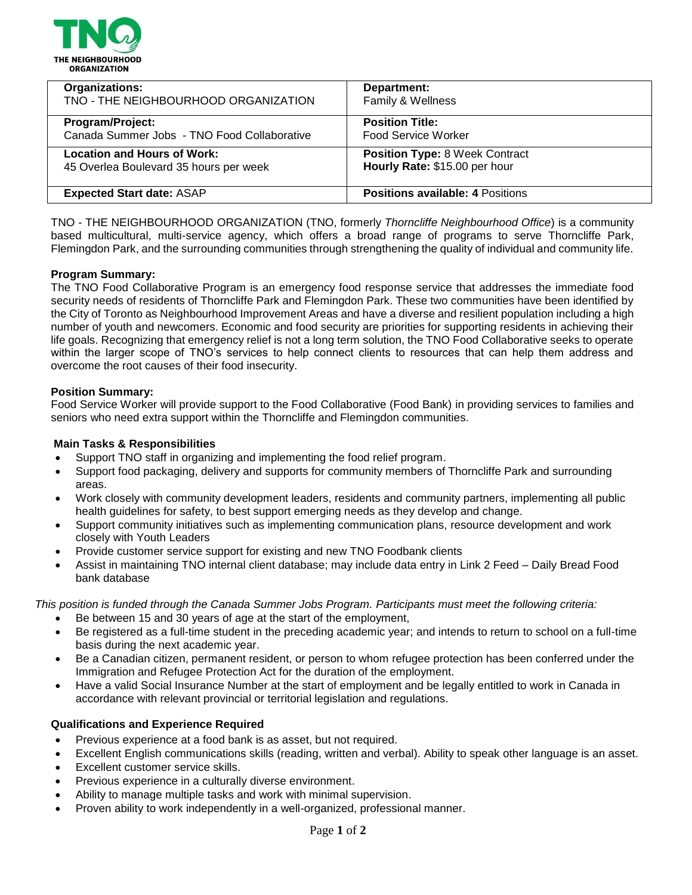**THE NEIGHBOURHOOD ORGANIZATION**

| **Organizations:** TNO - THE NEIGHBOURHOOD ORGANIZATION | **Department:** Family & Wellness |
|---|---|
| **Program/Project:** Canada Summer Jobs - TNO Food Collaborative | **Position Title:** Food Service Worker |
| **Location and Hours of Work:** 45 Overlea Boulevard 35 hours per week | **Position Type:** 8 Week Contract **Hourly Rate:** $15.00 per hour |
| **Expected Start date:** ASAP | **Positions available:** 4 Positions |

TNO - THE NEIGHBOURHOOD ORGANIZATION (TNO, formerly *Thorncliffe Neighbourhood Office*) is a community based multicultural, multi-service agency, which offers a broad range of programs to serve Thorncliffe Park, Flemingdon Park, and the surrounding communities through strengthening the quality of individual and community life.

**Program Summary:**
The TNO Food Collaborative Program is an emergency food response service that addresses the immediate food security needs of residents of Thorncliffe Park and Flemingdon Park. These two communities have been identified by the City of Toronto as Neighbourhood Improvement Areas and have a diverse and resilient population including a high number of youth and newcomers. Economic and food security are priorities for supporting residents in achieving their life goals. Recognizing that emergency relief is not a long term solution, the TNO Food Collaborative seeks to operate within the larger scope of TNO's services to help connect clients to resources that can help them address and overcome the root causes of their food insecurity.

**Position Summary:**
Food Service Worker will provide support to the Food Collaborative (Food Bank) in providing services to families and seniors who need extra support within the Thorncliffe and Flemingdon communities.

**Main Tasks & Responsibilities**

- Support TNO staff in organizing and implementing the food relief program.
- Support food packaging, delivery and supports for community members of Thorncliffe Park and surrounding areas.
- Work closely with community development leaders, residents and community partners, implementing all public health guidelines for safety, to best support emerging needs as they develop and change.
- Support community initiatives such as implementing communication plans, resource development and work closely with Youth Leaders
- Provide customer service support for existing and new TNO Foodbank clients
- Assist in maintaining TNO internal client database; may include data entry in Link 2 Feed – Daily Bread Food bank database

*This position is funded through the Canada Summer Jobs Program. Participants must meet the following criteria:*

- Be between 15 and 30 years of age at the start of the employment,
- Be registered as a full-time student in the preceding academic year; and intends to return to school on a full-time basis during the next academic year.
- Be a Canadian citizen, permanent resident, or person to whom refugee protection has been conferred under the Immigration and Refugee Protection Act for the duration of the employment.
- Have a valid Social Insurance Number at the start of employment and be legally entitled to work in Canada in accordance with relevant provincial or territorial legislation and regulations.

**Qualifications and Experience Required**

- Previous experience at a food bank is as asset, but not required.
- Excellent English communications skills (reading, written and verbal). Ability to speak other language is an asset.
- Excellent customer service skills.
- Previous experience in a culturally diverse environment.
- Ability to manage multiple tasks and work with minimal supervision.
- Proven ability to work independently in a well-organized, professional manner.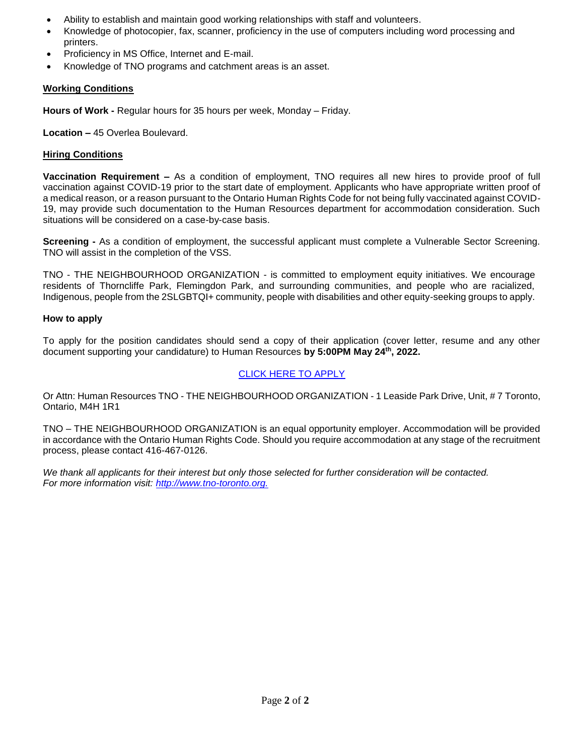- Ability to establish and maintain good working relationships with staff and volunteers.
- Knowledge of photocopier, fax, scanner, proficiency in the use of computers including word processing and printers.
- Proficiency in MS Office, Internet and E-mail.
- Knowledge of TNO programs and catchment areas is an asset.

## Working Conditions

**Hours of Work -** Regular hours for 35 hours per week, Monday – Friday.

**Location –** 45 Overlea Boulevard.

## Hiring Conditions

**Vaccination Requirement –** As a condition of employment, TNO requires all new hires to provide proof of full vaccination against COVID-19 prior to the start date of employment. Applicants who have appropriate written proof of a medical reason, or a reason pursuant to the Ontario Human Rights Code for not being fully vaccinated against COVID-19, may provide such documentation to the Human Resources department for accommodation consideration. Such situations will be considered on a case-by-case basis.

**Screening -** As a condition of employment, the successful applicant must complete a Vulnerable Sector Screening. TNO will assist in the completion of the VSS.

TNO - THE NEIGHBOURHOOD ORGANIZATION - is committed to employment equity initiatives. We encourage residents of Thorncliffe Park, Flemingdon Park, and surrounding communities, and people who are racialized, Indigenous, people from the 2SLGBTQI+ community, people with disabilities and other equity-seeking groups to apply.

### How to apply

To apply for the position candidates should send a copy of their application (cover letter, resume and any other document supporting your candidature) to Human Resources **by 5:00PM May 24th, 2022.**

CLICK HERE TO APPLY

Or Attn: Human Resources TNO - THE NEIGHBOURHOOD ORGANIZATION - 1 Leaside Park Drive, Unit, # 7 Toronto, Ontario, M4H 1R1

TNO – THE NEIGHBOURHOOD ORGANIZATION is an equal opportunity employer. Accommodation will be provided in accordance with the Ontario Human Rights Code. Should you require accommodation at any stage of the recruitment process, please contact 416-467-0126.

*We thank all applicants for their interest but only those selected for further consideration will be contacted.*
*For more information visit: http://www.tno-toronto.org.*